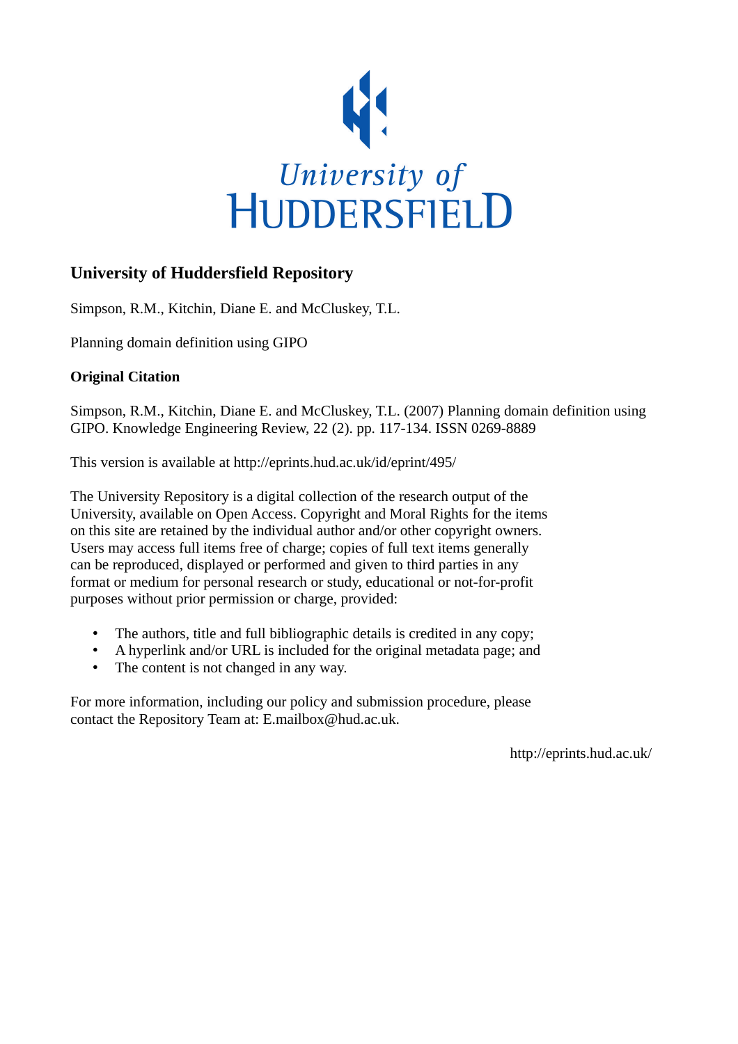University of
HUDDERSFIELD

## University of Huddersfield Repository

Simpson, R.M., Kitchin, Diane E. and McCluskey, T.L.

Planning domain definition using GIPO

### Original Citation

Simpson, R.M., Kitchin, Diane E. and McCluskey, T.L. (2007) Planning domain definition using GIPO. Knowledge Engineering Review, 22 (2). pp. 117-134. ISSN 0269-8889

This version is available at http://eprints.hud.ac.uk/id/eprint/495/

The University Repository is a digital collection of the research output of the University, available on Open Access. Copyright and Moral Rights for the items on this site are retained by the individual author and/or other copyright owners. Users may access full items free of charge; copies of full text items generally can be reproduced, displayed or performed and given to third parties in any format or medium for personal research or study, educational or not-for-profit purposes without prior permission or charge, provided:

- The authors, title and full bibliographic details is credited in any copy;
- A hyperlink and/or URL is included for the original metadata page; and
- The content is not changed in any way.

For more information, including our policy and submission procedure, please contact the Repository Team at: E.mailbox@hud.ac.uk.

http://eprints.hud.ac.uk/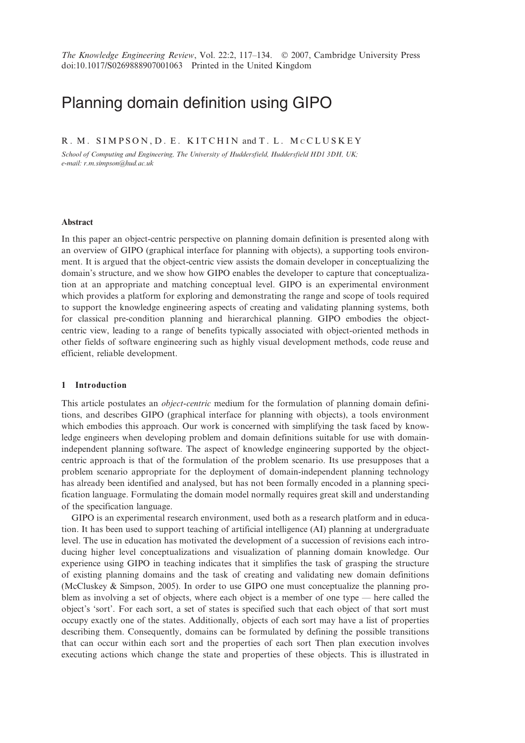*The Knowledge Engineering Review*, Vol. 22:2, 117–134. © 2007, Cambridge University Press
doi:10.1017/S0269888907001063 Printed in the United Kingdom

# Planning domain definition using GIPO

R. M. SIMPSON, D. E. KITCHIN and T. L. MCCLUSKEY

*School of Computing and Engineering, The University of Huddersfield, Huddersfield HD1 3DH, UK; e-mail: r.m.simpson@hud.ac.uk*

### Abstract

In this paper an object-centric perspective on planning domain definition is presented along with an overview of GIPO (graphical interface for planning with objects), a supporting tools environment. It is argued that the object-centric view assists the domain developer in conceptualizing the domain's structure, and we show how GIPO enables the developer to capture that conceptualization at an appropriate and matching conceptual level. GIPO is an experimental environment which provides a platform for exploring and demonstrating the range and scope of tools required to support the knowledge engineering aspects of creating and validating planning systems, both for classical pre-condition planning and hierarchical planning. GIPO embodies the object-centric view, leading to a range of benefits typically associated with object-oriented methods in other fields of software engineering such as highly visual development methods, code reuse and efficient, reliable development.

## 1 Introduction

This article postulates an *object-centric* medium for the formulation of planning domain definitions, and describes GIPO (graphical interface for planning with objects), a tools environment which embodies this approach. Our work is concerned with simplifying the task faced by knowledge engineers when developing problem and domain definitions suitable for use with domain-independent planning software. The aspect of knowledge engineering supported by the object-centric approach is that of the formulation of the problem scenario. Its use presupposes that a problem scenario appropriate for the deployment of domain-independent planning technology has already been identified and analysed, but has not been formally encoded in a planning specification language. Formulating the domain model normally requires great skill and understanding of the specification language.

GIPO is an experimental research environment, used both as a research platform and in education. It has been used to support teaching of artificial intelligence (AI) planning at undergraduate level. The use in education has motivated the development of a succession of revisions each introducing higher level conceptualizations and visualization of planning domain knowledge. Our experience using GIPO in teaching indicates that it simplifies the task of grasping the structure of existing planning domains and the task of creating and validating new domain definitions (McCluskey & Simpson, 2005). In order to use GIPO one must conceptualize the planning problem as involving a set of objects, where each object is a member of one type — here called the object's 'sort'. For each sort, a set of states is specified such that each object of that sort must occupy exactly one of the states. Additionally, objects of each sort may have a list of properties describing them. Consequently, domains can be formulated by defining the possible transitions that can occur within each sort and the properties of each sort Then plan execution involves executing actions which change the state and properties of these objects. This is illustrated in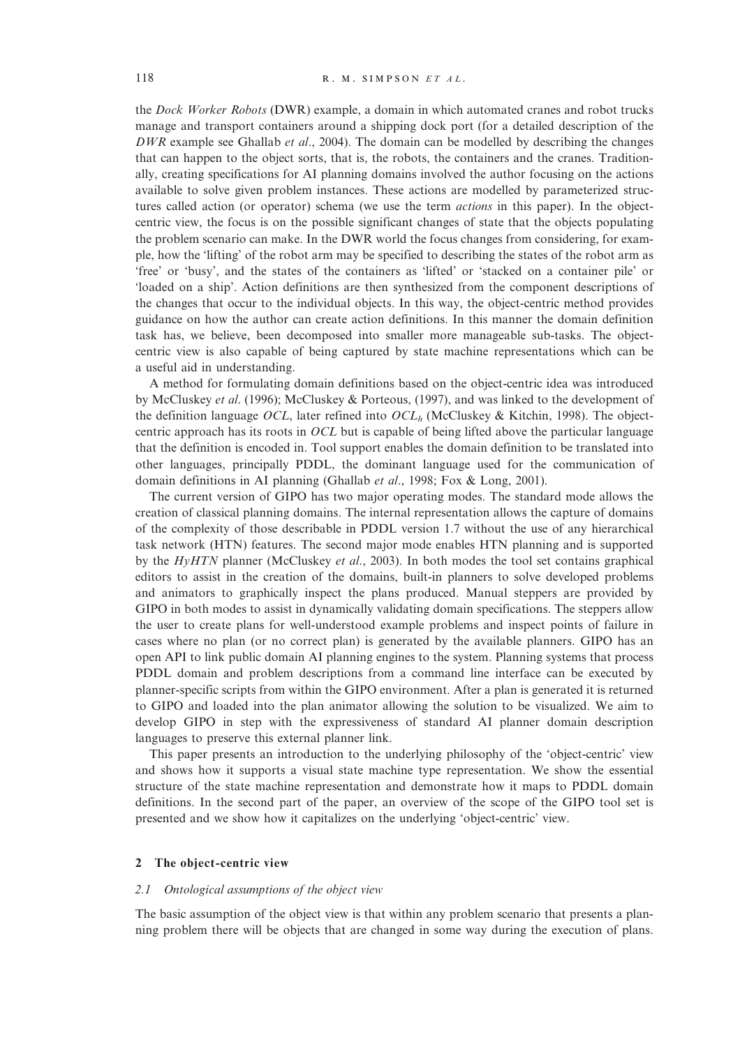the *Dock Worker Robots* (DWR) example, a domain in which automated cranes and robot trucks manage and transport containers around a shipping dock port (for a detailed description of the *DWR* example see Ghallab *et al*., 2004). The domain can be modelled by describing the changes that can happen to the object sorts, that is, the robots, the containers and the cranes. Traditionally, creating specifications for AI planning domains involved the author focusing on the actions available to solve given problem instances. These actions are modelled by parameterized structures called action (or operator) schema (we use the term *actions* in this paper). In the object-centric view, the focus is on the possible significant changes of state that the objects populating the problem scenario can make. In the DWR world the focus changes from considering, for example, how the 'lifting' of the robot arm may be specified to describing the states of the robot arm as 'free' or 'busy', and the states of the containers as 'lifted' or 'stacked on a container pile' or 'loaded on a ship'. Action definitions are then synthesized from the component descriptions of the changes that occur to the individual objects. In this way, the object-centric method provides guidance on how the author can create action definitions. In this manner the domain definition task has, we believe, been decomposed into smaller more manageable sub-tasks. The object-centric view is also capable of being captured by state machine representations which can be a useful aid in understanding.

A method for formulating domain definitions based on the object-centric idea was introduced by McCluskey *et al*. (1996); McCluskey & Porteous, (1997), and was linked to the development of the definition language *OCL*, later refined into $OCL_h$ (McCluskey & Kitchin, 1998). The object-centric approach has its roots in *OCL* but is capable of being lifted above the particular language that the definition is encoded in. Tool support enables the domain definition to be translated into other languages, principally PDDL, the dominant language used for the communication of domain definitions in AI planning (Ghallab *et al*., 1998; Fox & Long, 2001).

The current version of GIPO has two major operating modes. The standard mode allows the creation of classical planning domains. The internal representation allows the capture of domains of the complexity of those describable in PDDL version 1.7 without the use of any hierarchical task network (HTN) features. The second major mode enables HTN planning and is supported by the *HyHTN* planner (McCluskey *et al*., 2003). In both modes the tool set contains graphical editors to assist in the creation of the domains, built-in planners to solve developed problems and animators to graphically inspect the plans produced. Manual steppers are provided by GIPO in both modes to assist in dynamically validating domain specifications. The steppers allow the user to create plans for well-understood example problems and inspect points of failure in cases where no plan (or no correct plan) is generated by the available planners. GIPO has an open API to link public domain AI planning engines to the system. Planning systems that process PDDL domain and problem descriptions from a command line interface can be executed by planner-specific scripts from within the GIPO environment. After a plan is generated it is returned to GIPO and loaded into the plan animator allowing the solution to be visualized. We aim to develop GIPO in step with the expressiveness of standard AI planner domain description languages to preserve this external planner link.

This paper presents an introduction to the underlying philosophy of the 'object-centric' view and shows how it supports a visual state machine type representation. We show the essential structure of the state machine representation and demonstrate how it maps to PDDL domain definitions. In the second part of the paper, an overview of the scope of the GIPO tool set is presented and we show how it capitalizes on the underlying 'object-centric' view.

## 2 The object-centric view

### 2.1 Ontological assumptions of the object view

The basic assumption of the object view is that within any problem scenario that presents a planning problem there will be objects that are changed in some way during the execution of plans.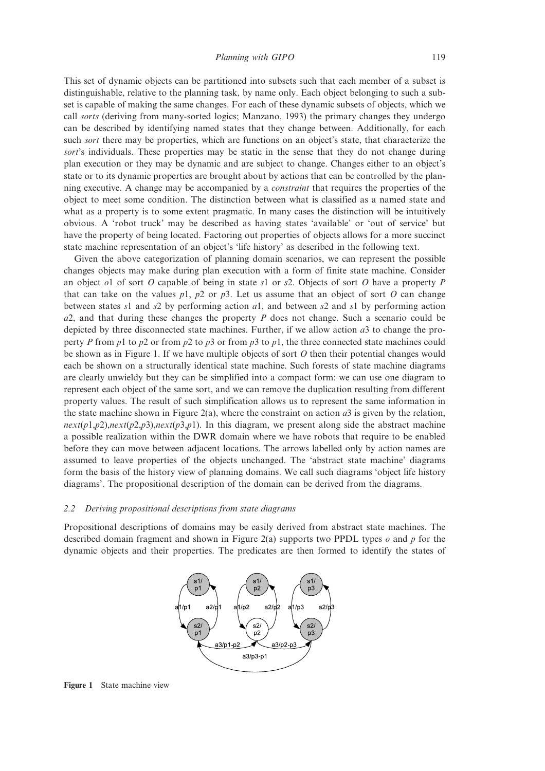This set of dynamic objects can be partitioned into subsets such that each member of a subset is distinguishable, relative to the planning task, by name only. Each object belonging to such a subset is capable of making the same changes. For each of these dynamic subsets of objects, which we call *sorts* (deriving from many-sorted logics; Manzano, 1993) the primary changes they undergo can be described by identifying named states that they change between. Additionally, for each such *sort* there may be properties, which are functions on an object's state, that characterize the *sort*'s individuals. These properties may be static in the sense that they do not change during plan execution or they may be dynamic and are subject to change. Changes either to an object's state or to its dynamic properties are brought about by actions that can be controlled by the planning executive. A change may be accompanied by a *constraint* that requires the properties of the object to meet some condition. The distinction between what is classified as a named state and what as a property is to some extent pragmatic. In many cases the distinction will be intuitively obvious. A 'robot truck' may be described as having states 'available' or 'out of service' but have the property of being located. Factoring out properties of objects allows for a more succinct state machine representation of an object's 'life history' as described in the following text.

Given the above categorization of planning domain scenarios, we can represent the possible changes objects may make during plan execution with a form of finite state machine. Consider an object $o1$ of sort $O$ capable of being in state $s1$ or $s2$. Objects of sort $O$ have a property $P$ that can take on the values $p1$, $p2$ or $p3$. Let us assume that an object of sort $O$ can change between states $s1$ and $s2$ by performing action $a1$, and between $s2$ and $s1$ by performing action $a2$, and that during these changes the property $P$ does not change. Such a scenario could be depicted by three disconnected state machines. Further, if we allow action $a3$ to change the property $P$ from $p1$ to $p2$ or from $p2$ to $p3$ or from $p3$ to $p1$, the three connected state machines could be shown as in Figure 1. If we have multiple objects of sort $O$ then their potential changes would each be shown on a structurally identical state machine. Such forests of state machine diagrams are clearly unwieldy but they can be simplified into a compact form: we can use one diagram to represent each object of the same sort, and we can remove the duplication resulting from different property values. The result of such simplification allows us to represent the same information in the state machine shown in Figure 2(a), where the constraint on action $a3$ is given by the relation, *next*($p1$,$p2$),*next*($p2$,$p3$),*next*($p3$,$p1$). In this diagram, we present along side the abstract machine a possible realization within the DWR domain where we have robots that require to be enabled before they can move between adjacent locations. The arrows labelled only by action names are assumed to leave properties of the objects unchanged. The 'abstract state machine' diagrams form the basis of the history view of planning domains. We call such diagrams 'object life history diagrams'. The propositional description of the domain can be derived from the diagrams.

### 2.2 Deriving propositional descriptions from state diagrams

Propositional descriptions of domains may be easily derived from abstract state machines. The described domain fragment and shown in Figure 2(a) supports two PPDL types $o$ and $p$ for the dynamic objects and their properties. The predicates are then formed to identify the states of

**Figure 1** State machine view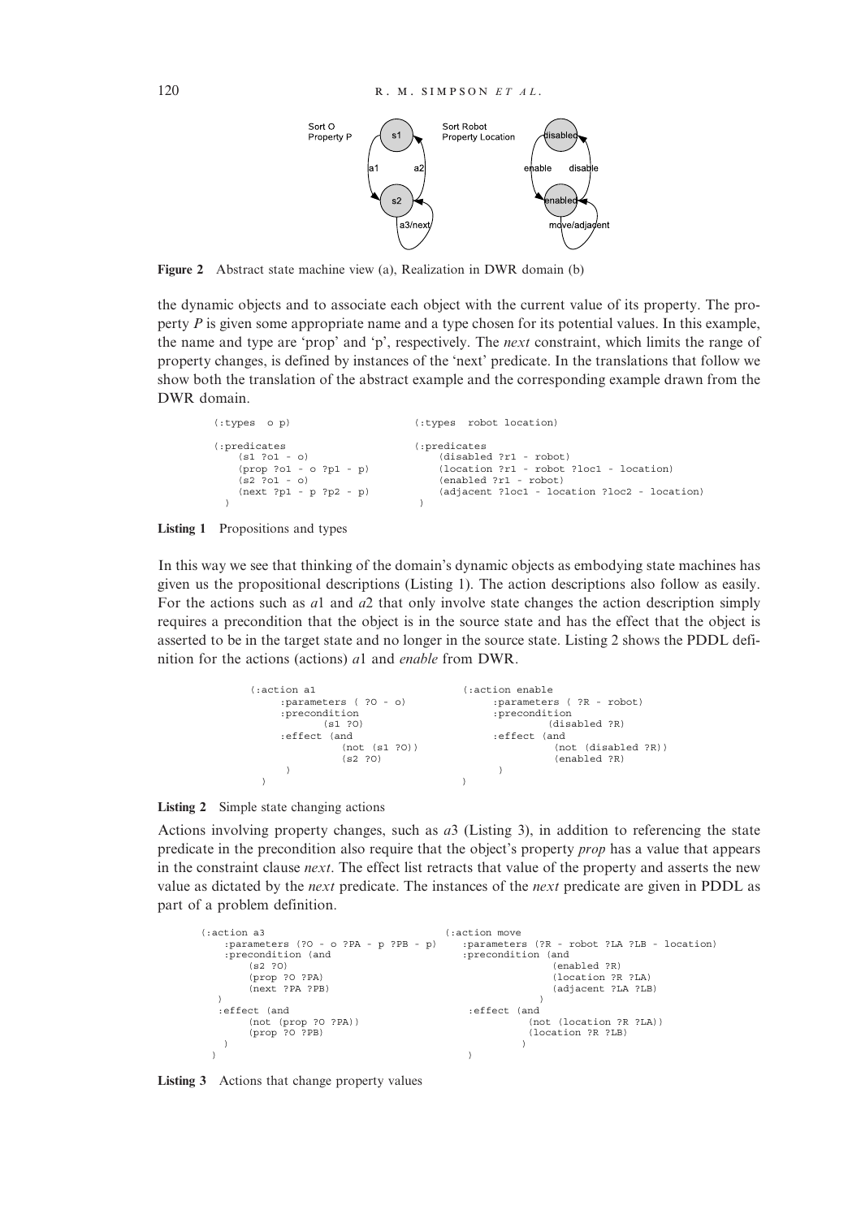Figure 2 Abstract state machine view (a), Realization in DWR domain (b)

the dynamic objects and to associate each object with the current value of its property. The property $P$ is given some appropriate name and a type chosen for its potential values. In this example, the name and type are 'prop' and 'p', respectively. The *next* constraint, which limits the range of property changes, is defined by instances of the 'next' predicate. In the translations that follow we show both the translation of the abstract example and the corresponding example drawn from the DWR domain.

```
(:types  o p)                   (:types  robot location)

(:predicates                    (:predicates
    (s1 ?o1 - o)                    (disabled ?r1 - robot)
    (prop ?o1 - o ?p1 - p)          (location ?r1 - robot ?loc1 - location)
    (s2 ?o1 - o)                    (enabled ?r1 - robot)
    (next ?p1 - p ?p2 - p)          (adjacent ?loc1 - location ?loc2 - location)
  )                               )
```

**Listing 1** Propositions and types

In this way we see that thinking of the domain's dynamic objects as embodying state machines has given us the propositional descriptions (Listing 1). The action descriptions also follow as easily. For the actions such as $a1$ and $a2$ that only involve state changes the action description simply requires a precondition that the object is in the source state and has the effect that the object is asserted to be in the target state and no longer in the source state. Listing 2 shows the PDDL definition for the actions (actions) $a1$ and *enable* from DWR.

```
(:action a1                        (:action enable
    :parameters ( ?O - o)              :parameters ( ?R - robot)
    :precondition                      :precondition
          (s1 ?O)                            (disabled ?R)
    :effect (and                       :effect (and
              (not (s1 ?O))                      (not (disabled ?R))
              (s2 ?O)                            (enabled ?R)
     )                                  )
  )                                  )
```

**Listing 2** Simple state changing actions

Actions involving property changes, such as $a3$ (Listing 3), in addition to referencing the state predicate in the precondition also require that the object's property *prop* has a value that appears in the constraint clause *next*. The effect list retracts that value of the property and asserts the new value as dictated by the *next* predicate. The instances of the *next* predicate are given in PDDL as part of a problem definition.

```
(:action a3                              (:action move
   :parameters (?O - o ?PA - p ?PB - p)     :parameters (?R - robot ?LA ?LB - location)
   :precondition (and                       :precondition (and
       (s2 ?O)                                          (enabled ?R)
       (prop ?O ?PA)                                    (location ?R ?LA)
       (next ?PA ?PB)                                   (adjacent ?LA ?LB)
  )                                                   )
  :effect (and                              :effect (and
       (not (prop ?O ?PA))                           (not (location ?R ?LA))
       (prop ?O ?PB)                                 (location ?R ?LB)
  )                                                 )
 )                                         )
```

**Listing 3** Actions that change property values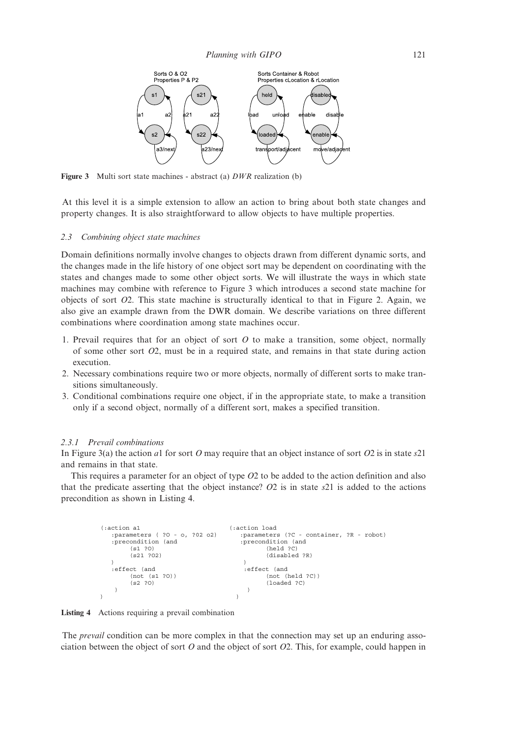Figure 3 Multi sort state machines - abstract (a) *DWR* realization (b)

At this level it is a simple extension to allow an action to bring about both state changes and property changes. It is also straightforward to allow objects to have multiple properties.

### 2.3 Combining object state machines

Domain definitions normally involve changes to objects drawn from different dynamic sorts, and the changes made in the life history of one object sort may be dependent on coordinating with the states and changes made to some other object sorts. We will illustrate the ways in which state machines may combine with reference to Figure 3 which introduces a second state machine for objects of sort *O*2. This state machine is structurally identical to that in Figure 2. Again, we also give an example drawn from the DWR domain. We describe variations on three different combinations where coordination among state machines occur.

1. Prevail requires that for an object of sort *O* to make a transition, some object, normally of some other sort *O*2, must be in a required state, and remains in that state during action execution.
2. Necessary combinations require two or more objects, normally of different sorts to make transitions simultaneously.
3. Conditional combinations require one object, if in the appropriate state, to make a transition only if a second object, normally of a different sort, makes a specified transition.

#### 2.3.1 Prevail combinations

In Figure 3(a) the action *a*1 for sort *O* may require that an object instance of sort *O*2 is in state *s*21 and remains in that state.

This requires a parameter for an object of type *O*2 to be added to the action definition and also that the predicate asserting that the object instance? *O*2 is in state *s*21 is added to the actions precondition as shown in Listing 4.

```
(:action a1
   :parameters ( ?O - o, ?O2 o2)
   :precondition (and
        (s1 ?O)
        (s21 ?O2)
   )
   :effect (and
        (not (s1 ?O))
        (s2 ?O)
    )
)
```

```
(:action load
   :parameters (?C - container, ?R - robot)
   :precondition (and
          (held ?C)
          (disabled ?R)
   )
   :effect (and
          (not (held ?C))
          (loaded ?C)
    )
)
```

**Listing 4** Actions requiring a prevail combination

The *prevail* condition can be more complex in that the connection may set up an enduring association between the object of sort *O* and the object of sort *O*2. This, for example, could happen in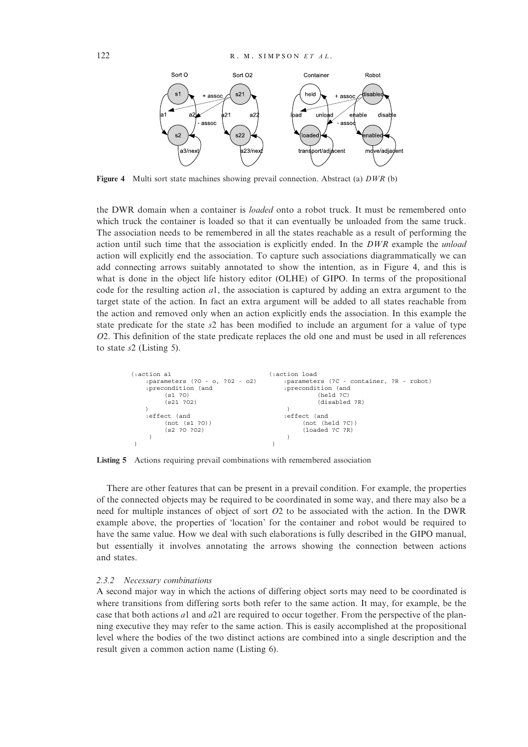Figure 4 Multi sort state machines showing prevail connection. Abstract (a) *DWR* (b)

the DWR domain when a container is *loaded* onto a robot truck. It must be remembered onto which truck the container is loaded so that it can eventually be unloaded from the same truck. The association needs to be remembered in all the states reachable as a result of performing the action until such time that the association is explicitly ended. In the *DWR* example the *unload* action will explicitly end the association. To capture such associations diagrammatically we can add connecting arrows suitably annotated to show the intention, as in Figure 4, and this is what is done in the object life history editor (OLHE) of GIPO. In terms of the propositional code for the resulting action $a1$, the association is captured by adding an extra argument to the target state of the action. In fact an extra argument will be added to all states reachable from the action and removed only when an action explicitly ends the association. In this example the state predicate for the state $s2$ has been modified to include an argument for a value of type $O2$. This definition of the state predicate replaces the old one and must be used in all references to state $s2$ (Listing 5).

```
(:action a1
    :parameters (?O - o, ?O2 - o2)
    :precondition (and
        (s1 ?O)
        (s21 ?O2)
    )
    :effect (and
        (not (s1 ?O))
        (s2 ?O ?O2)
     )
 )
```

```
(:action load
    :parameters (?C - container, ?R - robot)
    :precondition (and
            (held ?C)
            (disabled ?R)
     )
    :effect (and
          (not (held ?C))
          (loaded ?C ?R)
     )
 )
```

Listing 5 Actions requiring prevail combinations with remembered association

There are other features that can be present in a prevail condition. For example, the properties of the connected objects may be required to be coordinated in some way, and there may also be a need for multiple instances of object of sort $O2$ to be associated with the action. In the DWR example above, the properties of 'location' for the container and robot would be required to have the same value. How we deal with such elaborations is fully described in the GIPO manual, but essentially it involves annotating the arrows showing the connection between actions and states.

#### 2.3.2 Necessary combinations

A second major way in which the actions of differing object sorts may need to be coordinated is where transitions from differing sorts both refer to the same action. It may, for example, be the case that both actions $a1$ and $a21$ are required to occur together. From the perspective of the planning executive they may refer to the same action. This is easily accomplished at the propositional level where the bodies of the two distinct actions are combined into a single description and the result given a common action name (Listing 6).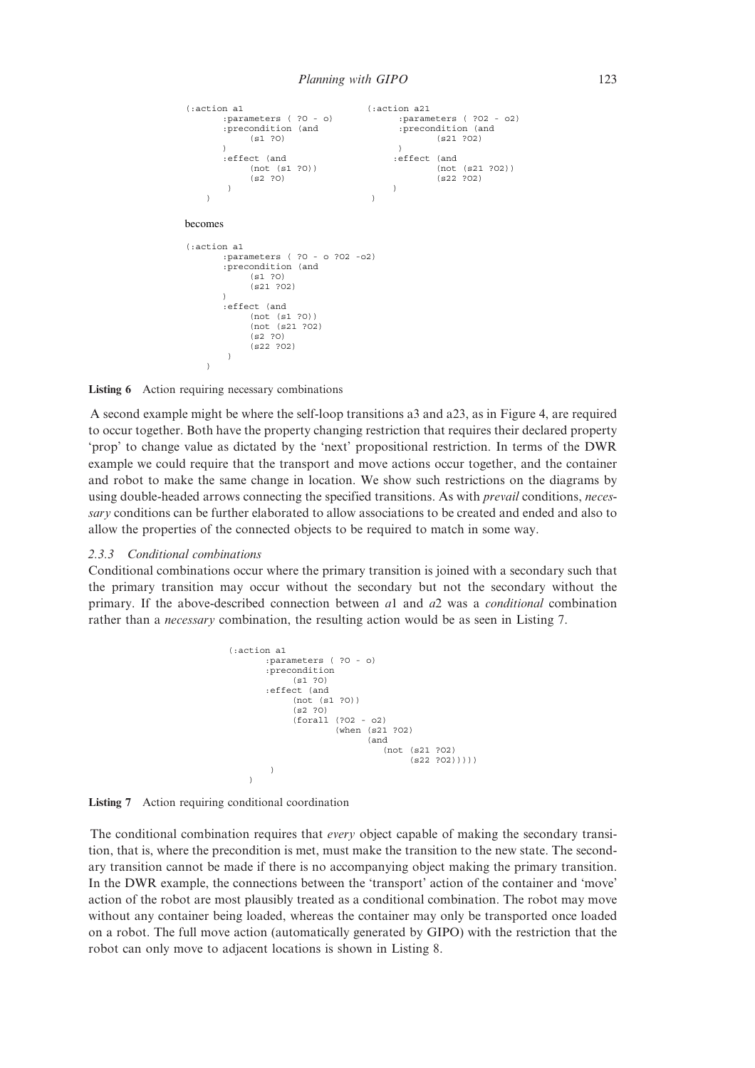```
(:action a1                          (:action a21
       :parameters ( ?O - o)                :parameters ( ?O2 - o2)
       :precondition (and                   :precondition (and
            (s1 ?O)                                (s21 ?O2)
       )                                    )
       :effect (and                        :effect (and
            (not (s1 ?O))                          (not (s21 ?O2))
            (s2 ?O)                                (s22 ?O2)
        )                                   )
    )                                    )
```

becomes

```
(:action a1
       :parameters ( ?O - o ?O2 -o2)
       :precondition (and
            (s1 ?O)
            (s21 ?O2)
       )
       :effect (and
            (not (s1 ?O))
            (not (s21 ?O2)
            (s2 ?O)
            (s22 ?O2)
        )
    )
```

**Listing 6** Action requiring necessary combinations

A second example might be where the self-loop transitions a3 and a23, as in Figure 4, are required to occur together. Both have the property changing restriction that requires their declared property 'prop' to change value as dictated by the 'next' propositional restriction. In terms of the DWR example we could require that the transport and move actions occur together, and the container and robot to make the same change in location. We show such restrictions on the diagrams by using double-headed arrows connecting the specified transitions. As with *prevail* conditions, *necessary* conditions can be further elaborated to allow associations to be created and ended and also to allow the properties of the connected objects to be required to match in some way.

### 2.3.3 *Conditional combinations*

Conditional combinations occur where the primary transition is joined with a secondary such that the primary transition may occur without the secondary but not the secondary without the primary. If the above-described connection between *a*1 and *a*2 was a *conditional* combination rather than a *necessary* combination, the resulting action would be as seen in Listing 7.

```
(:action a1
       :parameters ( ?O - o)
       :precondition
            (s1 ?O)
       :effect (and
            (not (s1 ?O))
            (s2 ?O)
            (forall (?O2 - o2)
                    (when (s21 ?O2)
                          (and
                             (not (s21 ?O2)
                                  (s22 ?O2)))))
        )
    )
```

**Listing 7** Action requiring conditional coordination

The conditional combination requires that *every* object capable of making the secondary transition, that is, where the precondition is met, must make the transition to the new state. The secondary transition cannot be made if there is no accompanying object making the primary transition. In the DWR example, the connections between the 'transport' action of the container and 'move' action of the robot are most plausibly treated as a conditional combination. The robot may move without any container being loaded, whereas the container may only be transported once loaded on a robot. The full move action (automatically generated by GIPO) with the restriction that the robot can only move to adjacent locations is shown in Listing 8.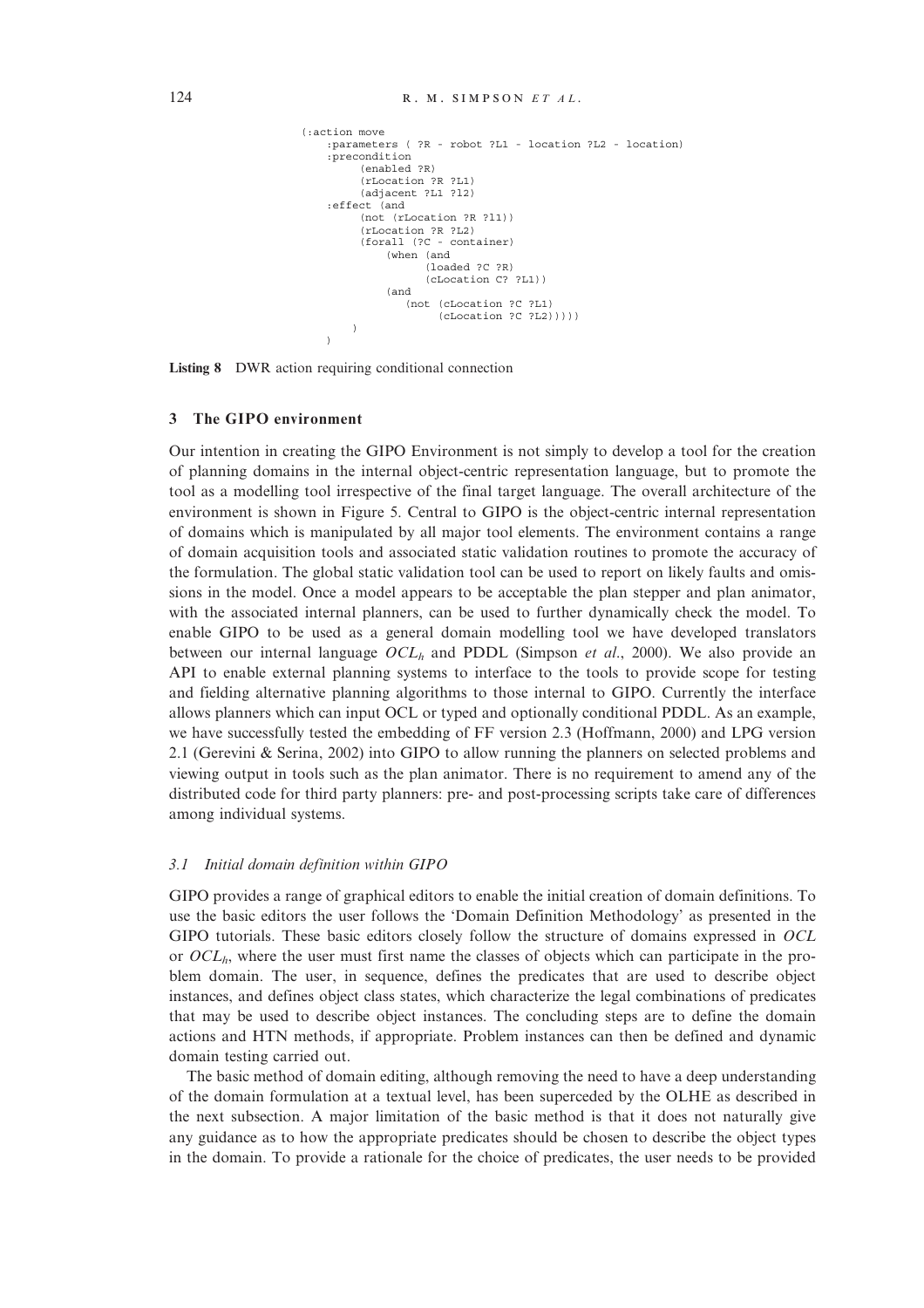```
(:action move
    :parameters ( ?R - robot ?L1 - location ?L2 - location)
    :precondition
         (enabled ?R)
         (rLocation ?R ?L1)
         (adjacent ?L1 ?l2)
    :effect (and
         (not (rLocation ?R ?l1))
         (rLocation ?R ?L2)
         (forall (?C - container)
             (when (and
                   (loaded ?C ?R)
                   (cLocation C? ?L1))
             (and
                (not (cLocation ?C ?L1)
                     (cLocation ?C ?L2)))))
        )
    )
```

**Listing 8** DWR action requiring conditional connection

### 3 The GIPO environment

Our intention in creating the GIPO Environment is not simply to develop a tool for the creation of planning domains in the internal object-centric representation language, but to promote the tool as a modelling tool irrespective of the final target language. The overall architecture of the environment is shown in Figure 5. Central to GIPO is the object-centric internal representation of domains which is manipulated by all major tool elements. The environment contains a range of domain acquisition tools and associated static validation routines to promote the accuracy of the formulation. The global static validation tool can be used to report on likely faults and omissions in the model. Once a model appears to be acceptable the plan stepper and plan animator, with the associated internal planners, can be used to further dynamically check the model. To enable GIPO to be used as a general domain modelling tool we have developed translators between our internal language $OCL_h$ and PDDL (Simpson *et al*., 2000). We also provide an API to enable external planning systems to interface to the tools to provide scope for testing and fielding alternative planning algorithms to those internal to GIPO. Currently the interface allows planners which can input OCL or typed and optionally conditional PDDL. As an example, we have successfully tested the embedding of FF version 2.3 (Hoffmann, 2000) and LPG version 2.1 (Gerevini & Serina, 2002) into GIPO to allow running the planners on selected problems and viewing output in tools such as the plan animator. There is no requirement to amend any of the distributed code for third party planners: pre- and post-processing scripts take care of differences among individual systems.

#### 3.1 Initial domain definition within GIPO

GIPO provides a range of graphical editors to enable the initial creation of domain definitions. To use the basic editors the user follows the 'Domain Definition Methodology' as presented in the GIPO tutorials. These basic editors closely follow the structure of domains expressed in *OCL* or $OCL_h$, where the user must first name the classes of objects which can participate in the problem domain. The user, in sequence, defines the predicates that are used to describe object instances, and defines object class states, which characterize the legal combinations of predicates that may be used to describe object instances. The concluding steps are to define the domain actions and HTN methods, if appropriate. Problem instances can then be defined and dynamic domain testing carried out.

The basic method of domain editing, although removing the need to have a deep understanding of the domain formulation at a textual level, has been superceded by the OLHE as described in the next subsection. A major limitation of the basic method is that it does not naturally give any guidance as to how the appropriate predicates should be chosen to describe the object types in the domain. To provide a rationale for the choice of predicates, the user needs to be provided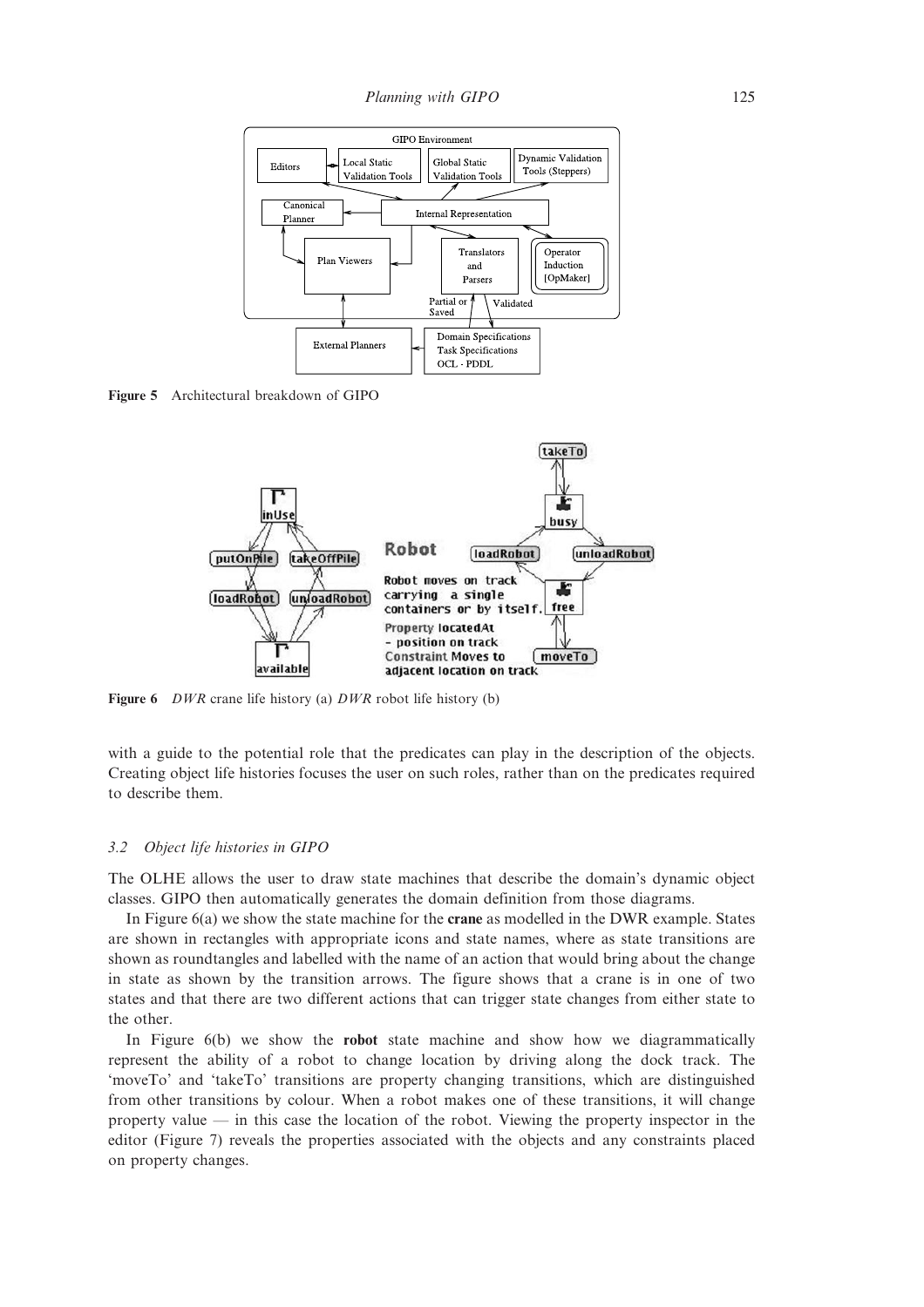**Figure 5** Architectural breakdown of GIPO

**Figure 6** *DWR* crane life history (a) *DWR* robot life history (b)

with a guide to the potential role that the predicates can play in the description of the objects. Creating object life histories focuses the user on such roles, rather than on the predicates required to describe them.

### 3.2 Object life histories in GIPO

The OLHE allows the user to draw state machines that describe the domain's dynamic object classes. GIPO then automatically generates the domain definition from those diagrams.

In Figure 6(a) we show the state machine for the **crane** as modelled in the DWR example. States are shown in rectangles with appropriate icons and state names, where as state transitions are shown as roundtangles and labelled with the name of an action that would bring about the change in state as shown by the transition arrows. The figure shows that a crane is in one of two states and that there are two different actions that can trigger state changes from either state to the other.

In Figure 6(b) we show the **robot** state machine and show how we diagrammatically represent the ability of a robot to change location by driving along the dock track. The 'moveTo' and 'takeTo' transitions are property changing transitions, which are distinguished from other transitions by colour. When a robot makes one of these transitions, it will change property value — in this case the location of the robot. Viewing the property inspector in the editor (Figure 7) reveals the properties associated with the objects and any constraints placed on property changes.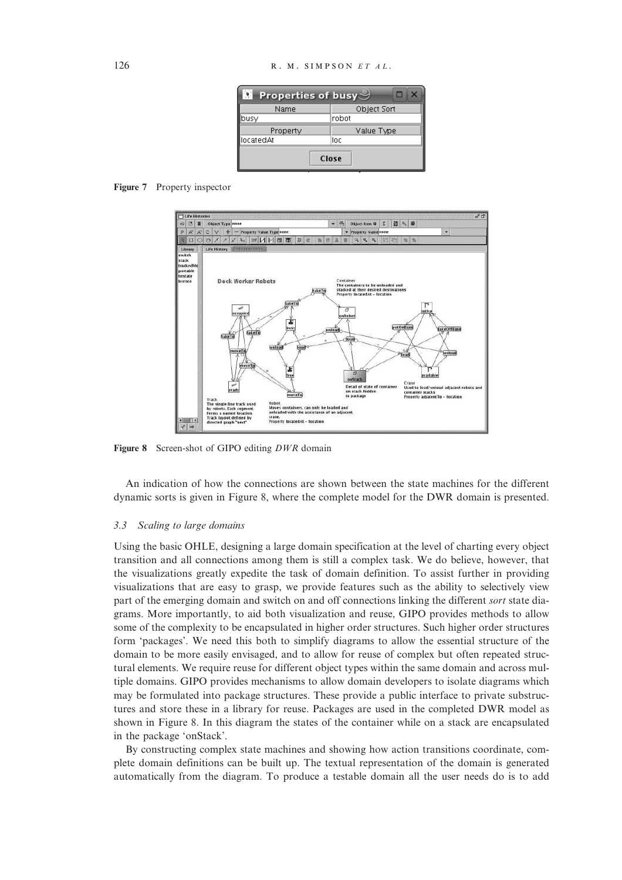Figure 7 Property inspector

Figure 8 Screen-shot of GIPO editing *DWR* domain

An indication of how the connections are shown between the state machines for the different dynamic sorts is given in Figure 8, where the complete model for the DWR domain is presented.

### 3.3 Scaling to large domains

Using the basic OHLE, designing a large domain specification at the level of charting every object transition and all connections among them is still a complex task. We do believe, however, that the visualizations greatly expedite the task of domain definition. To assist further in providing visualizations that are easy to grasp, we provide features such as the ability to selectively view part of the emerging domain and switch on and off connections linking the different *sort* state diagrams. More importantly, to aid both visualization and reuse, GIPO provides methods to allow some of the complexity to be encapsulated in higher order structures. Such higher order structures form 'packages'. We need this both to simplify diagrams to allow the essential structure of the domain to be more easily envisaged, and to allow for reuse of complex but often repeated structural elements. We require reuse for different object types within the same domain and across multiple domains. GIPO provides mechanisms to allow domain developers to isolate diagrams which may be formulated into package structures. These provide a public interface to private substructures and store these in a library for reuse. Packages are used in the completed DWR model as shown in Figure 8. In this diagram the states of the container while on a stack are encapsulated in the package 'onStack'.

By constructing complex state machines and showing how action transitions coordinate, complete domain definitions can be built up. The textual representation of the domain is generated automatically from the diagram. To produce a testable domain all the user needs do is to add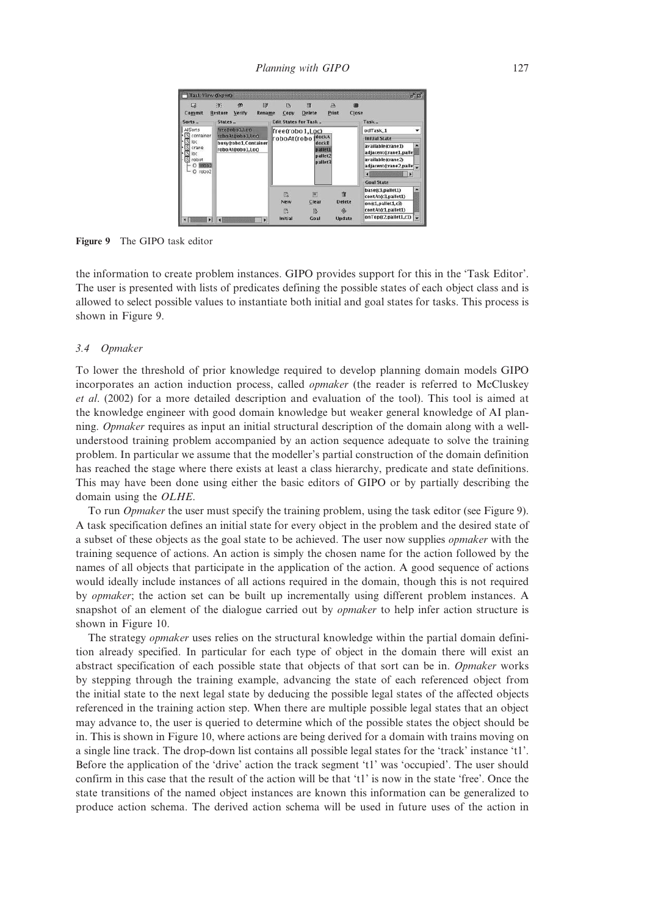Figure 9 The GIPO task editor

the information to create problem instances. GIPO provides support for this in the 'Task Editor'. The user is presented with lists of predicates defining the possible states of each object class and is allowed to select possible values to instantiate both initial and goal states for tasks. This process is shown in Figure 9.

### 3.4 Opmaker

To lower the threshold of prior knowledge required to develop planning domain models GIPO incorporates an action induction process, called *opmaker* (the reader is referred to McCluskey *et al*. (2002) for a more detailed description and evaluation of the tool). This tool is aimed at the knowledge engineer with good domain knowledge but weaker general knowledge of AI planning. *Opmaker* requires as input an initial structural description of the domain along with a well-understood training problem accompanied by an action sequence adequate to solve the training problem. In particular we assume that the modeller's partial construction of the domain definition has reached the stage where there exists at least a class hierarchy, predicate and state definitions. This may have been done using either the basic editors of GIPO or by partially describing the domain using the *OLHE*.

To run *Opmaker* the user must specify the training problem, using the task editor (see Figure 9). A task specification defines an initial state for every object in the problem and the desired state of a subset of these objects as the goal state to be achieved. The user now supplies *opmaker* with the training sequence of actions. An action is simply the chosen name for the action followed by the names of all objects that participate in the application of the action. A good sequence of actions would ideally include instances of all actions required in the domain, though this is not required by *opmaker*; the action set can be built up incrementally using different problem instances. A snapshot of an element of the dialogue carried out by *opmaker* to help infer action structure is shown in Figure 10.

The strategy *opmaker* uses relies on the structural knowledge within the partial domain definition already specified. In particular for each type of object in the domain there will exist an abstract specification of each possible state that objects of that sort can be in. *Opmaker* works by stepping through the training example, advancing the state of each referenced object from the initial state to the next legal state by deducing the possible legal states of the affected objects referenced in the training action step. When there are multiple possible legal states that an object may advance to, the user is queried to determine which of the possible states the object should be in. This is shown in Figure 10, where actions are being derived for a domain with trains moving on a single line track. The drop-down list contains all possible legal states for the 'track' instance 't1'. Before the application of the 'drive' action the track segment 't1' was 'occupied'. The user should confirm in this case that the result of the action will be that 't1' is now in the state 'free'. Once the state transitions of the named object instances are known this information can be generalized to produce action schema. The derived action schema will be used in future uses of the action in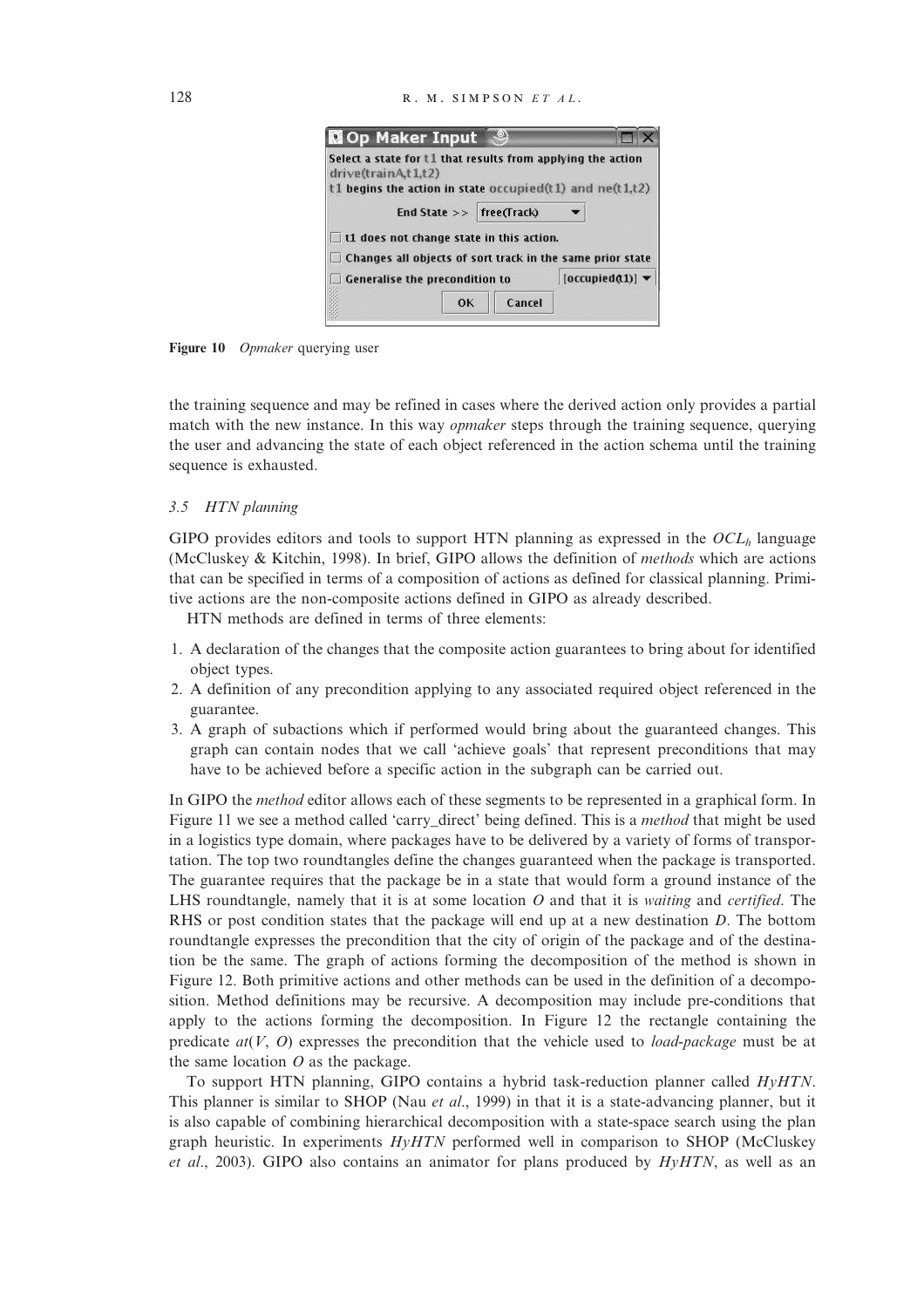Figure 10 *Opmaker* querying user

the training sequence and may be refined in cases where the derived action only provides a partial match with the new instance. In this way *opmaker* steps through the training sequence, querying the user and advancing the state of each object referenced in the action schema until the training sequence is exhausted.

### 3.5 HTN planning

GIPO provides editors and tools to support HTN planning as expressed in the $OCL_h$ language (McCluskey & Kitchin, 1998). In brief, GIPO allows the definition of *methods* which are actions that can be specified in terms of a composition of actions as defined for classical planning. Primitive actions are the non-composite actions defined in GIPO as already described.

HTN methods are defined in terms of three elements:

1. A declaration of the changes that the composite action guarantees to bring about for identified object types.
2. A definition of any precondition applying to any associated required object referenced in the guarantee.
3. A graph of subactions which if performed would bring about the guaranteed changes. This graph can contain nodes that we call 'achieve goals' that represent preconditions that may have to be achieved before a specific action in the subgraph can be carried out.

In GIPO the *method* editor allows each of these segments to be represented in a graphical form. In Figure 11 we see a method called 'carry_direct' being defined. This is a *method* that might be used in a logistics type domain, where packages have to be delivered by a variety of forms of transportation. The top two roundtangles define the changes guaranteed when the package is transported. The guarantee requires that the package be in a state that would form a ground instance of the LHS roundtangle, namely that it is at some location *O* and that it is *waiting* and *certified*. The RHS or post condition states that the package will end up at a new destination *D*. The bottom roundtangle expresses the precondition that the city of origin of the package and of the destination be the same. The graph of actions forming the decomposition of the method is shown in Figure 12. Both primitive actions and other methods can be used in the definition of a decomposition. Method definitions may be recursive. A decomposition may include pre-conditions that apply to the actions forming the decomposition. In Figure 12 the rectangle containing the predicate *at*(*V*, *O*) expresses the precondition that the vehicle used to *load-package* must be at the same location *O* as the package.

To support HTN planning, GIPO contains a hybrid task-reduction planner called *HyHTN*. This planner is similar to SHOP (Nau *et al*., 1999) in that it is a state-advancing planner, but it is also capable of combining hierarchical decomposition with a state-space search using the plan graph heuristic. In experiments *HyHTN* performed well in comparison to SHOP (McCluskey *et al*., 2003). GIPO also contains an animator for plans produced by *HyHTN*, as well as an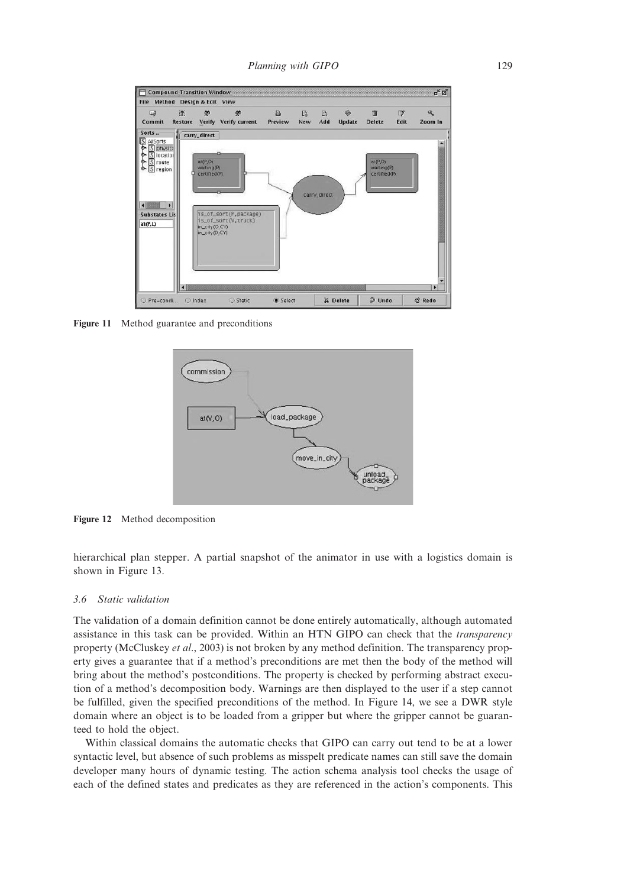Figure 11 Method guarantee and preconditions

Figure 12 Method decomposition

hierarchical plan stepper. A partial snapshot of the animator in use with a logistics domain is shown in Figure 13.

### 3.6 Static validation

The validation of a domain definition cannot be done entirely automatically, although automated assistance in this task can be provided. Within an HTN GIPO can check that the *transparency* property (McCluskey *et al.*, 2003) is not broken by any method definition. The transparency property gives a guarantee that if a method's preconditions are met then the body of the method will bring about the method's postconditions. The property is checked by performing abstract execution of a method's decomposition body. Warnings are then displayed to the user if a step cannot be fulfilled, given the specified preconditions of the method. In Figure 14, we see a DWR style domain where an object is to be loaded from a gripper but where the gripper cannot be guaranteed to hold the object.

Within classical domains the automatic checks that GIPO can carry out tend to be at a lower syntactic level, but absence of such problems as misspelt predicate names can still save the domain developer many hours of dynamic testing. The action schema analysis tool checks the usage of each of the defined states and predicates as they are referenced in the action's components. This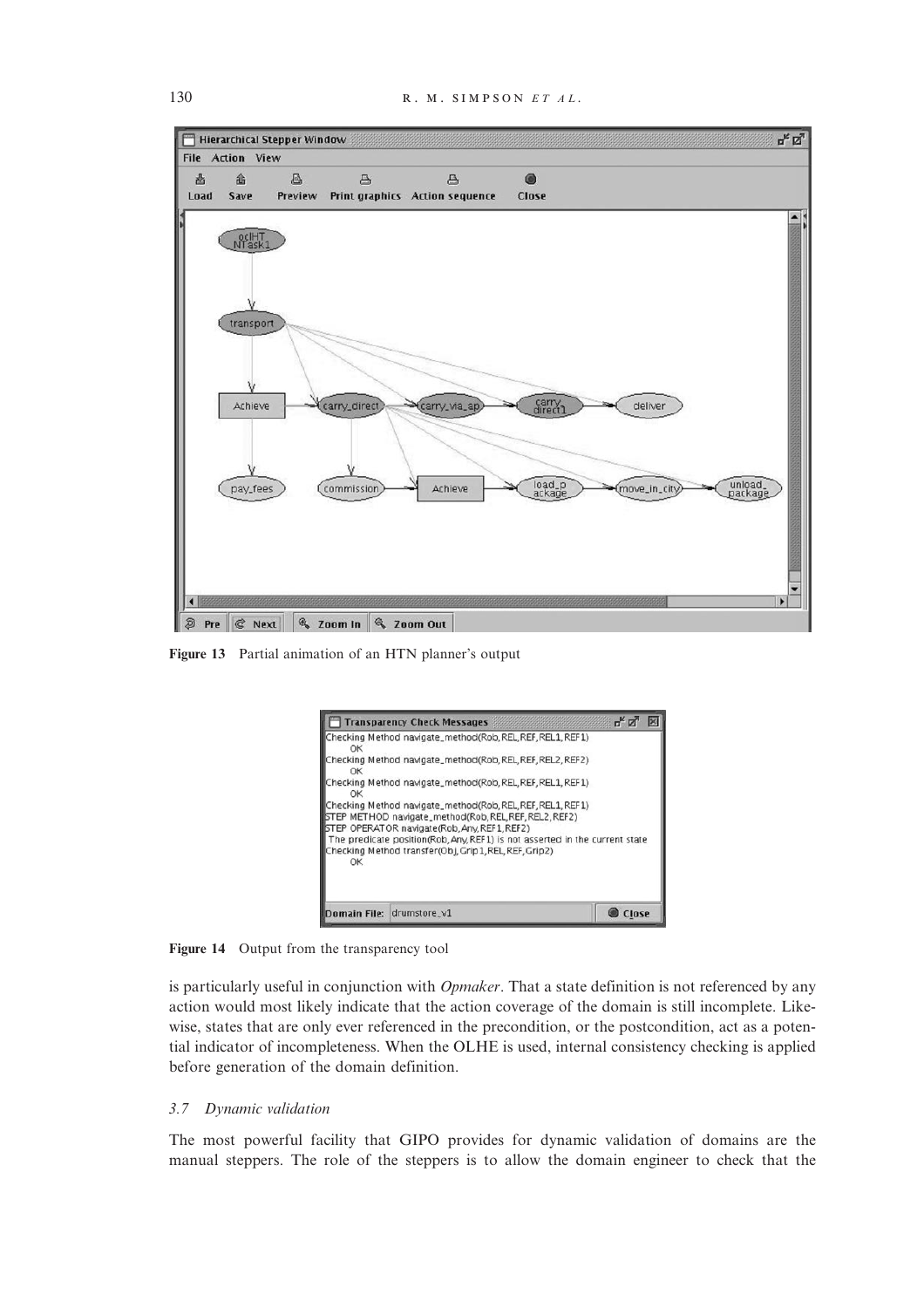**Figure 13** Partial animation of an HTN planner's output

**Figure 14** Output from the transparency tool

is particularly useful in conjunction with *Opmaker*. That a state definition is not referenced by any action would most likely indicate that the action coverage of the domain is still incomplete. Likewise, states that are only ever referenced in the precondition, or the postcondition, act as a potential indicator of incompleteness. When the OLHE is used, internal consistency checking is applied before generation of the domain definition.

### 3.7 *Dynamic validation*

The most powerful facility that GIPO provides for dynamic validation of domains are the manual steppers. The role of the steppers is to allow the domain engineer to check that the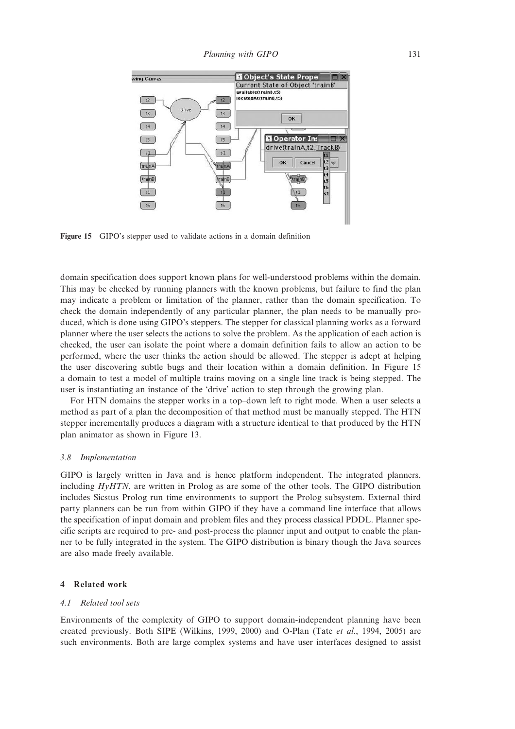Figure 15 GIPO's stepper used to validate actions in a domain definition

domain specification does support known plans for well-understood problems within the domain. This may be checked by running planners with the known problems, but failure to find the plan may indicate a problem or limitation of the planner, rather than the domain specification. To check the domain independently of any particular planner, the plan needs to be manually produced, which is done using GIPO's steppers. The stepper for classical planning works as a forward planner where the user selects the actions to solve the problem. As the application of each action is checked, the user can isolate the point where a domain definition fails to allow an action to be performed, where the user thinks the action should be allowed. The stepper is adept at helping the user discovering subtle bugs and their location within a domain definition. In Figure 15 a domain to test a model of multiple trains moving on a single line track is being stepped. The user is instantiating an instance of the 'drive' action to step through the growing plan.

For HTN domains the stepper works in a top–down left to right mode. When a user selects a method as part of a plan the decomposition of that method must be manually stepped. The HTN stepper incrementally produces a diagram with a structure identical to that produced by the HTN plan animator as shown in Figure 13.

### 3.8 Implementation

GIPO is largely written in Java and is hence platform independent. The integrated planners, including *HyHTN*, are written in Prolog as are some of the other tools. The GIPO distribution includes Sicstus Prolog run time environments to support the Prolog subsystem. External third party planners can be run from within GIPO if they have a command line interface that allows the specification of input domain and problem files and they process classical PDDL. Planner specific scripts are required to pre- and post-process the planner input and output to enable the planner to be fully integrated in the system. The GIPO distribution is binary though the Java sources are also made freely available.

## 4 Related work

### 4.1 Related tool sets

Environments of the complexity of GIPO to support domain-independent planning have been created previously. Both SIPE (Wilkins, 1999, 2000) and O-Plan (Tate *et al*., 1994, 2005) are such environments. Both are large complex systems and have user interfaces designed to assist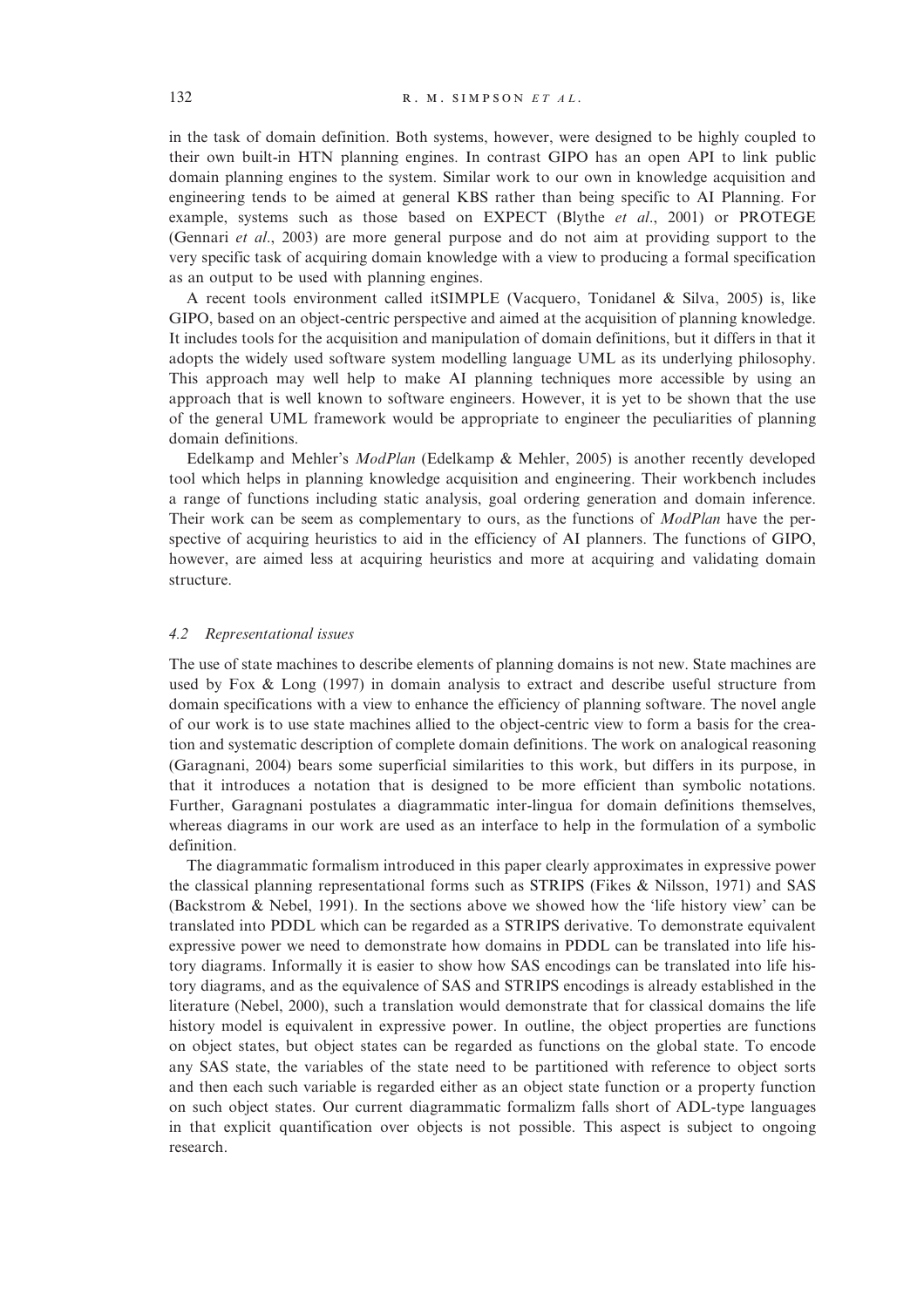in the task of domain definition. Both systems, however, were designed to be highly coupled to their own built-in HTN planning engines. In contrast GIPO has an open API to link public domain planning engines to the system. Similar work to our own in knowledge acquisition and engineering tends to be aimed at general KBS rather than being specific to AI Planning. For example, systems such as those based on EXPECT (Blythe *et al*., 2001) or PROTEGE (Gennari *et al*., 2003) are more general purpose and do not aim at providing support to the very specific task of acquiring domain knowledge with a view to producing a formal specification as an output to be used with planning engines.

A recent tools environment called itSIMPLE (Vacquero, Tonidanel & Silva, 2005) is, like GIPO, based on an object-centric perspective and aimed at the acquisition of planning knowledge. It includes tools for the acquisition and manipulation of domain definitions, but it differs in that it adopts the widely used software system modelling language UML as its underlying philosophy. This approach may well help to make AI planning techniques more accessible by using an approach that is well known to software engineers. However, it is yet to be shown that the use of the general UML framework would be appropriate to engineer the peculiarities of planning domain definitions.

Edelkamp and Mehler's *ModPlan* (Edelkamp & Mehler, 2005) is another recently developed tool which helps in planning knowledge acquisition and engineering. Their workbench includes a range of functions including static analysis, goal ordering generation and domain inference. Their work can be seem as complementary to ours, as the functions of *ModPlan* have the perspective of acquiring heuristics to aid in the efficiency of AI planners. The functions of GIPO, however, are aimed less at acquiring heuristics and more at acquiring and validating domain structure.

### *4.2 Representational issues*

The use of state machines to describe elements of planning domains is not new. State machines are used by Fox & Long (1997) in domain analysis to extract and describe useful structure from domain specifications with a view to enhance the efficiency of planning software. The novel angle of our work is to use state machines allied to the object-centric view to form a basis for the creation and systematic description of complete domain definitions. The work on analogical reasoning (Garagnani, 2004) bears some superficial similarities to this work, but differs in its purpose, in that it introduces a notation that is designed to be more efficient than symbolic notations. Further, Garagnani postulates a diagrammatic inter-lingua for domain definitions themselves, whereas diagrams in our work are used as an interface to help in the formulation of a symbolic definition.

The diagrammatic formalism introduced in this paper clearly approximates in expressive power the classical planning representational forms such as STRIPS (Fikes & Nilsson, 1971) and SAS (Backstrom & Nebel, 1991). In the sections above we showed how the 'life history view' can be translated into PDDL which can be regarded as a STRIPS derivative. To demonstrate equivalent expressive power we need to demonstrate how domains in PDDL can be translated into life history diagrams. Informally it is easier to show how SAS encodings can be translated into life history diagrams, and as the equivalence of SAS and STRIPS encodings is already established in the literature (Nebel, 2000), such a translation would demonstrate that for classical domains the life history model is equivalent in expressive power. In outline, the object properties are functions on object states, but object states can be regarded as functions on the global state. To encode any SAS state, the variables of the state need to be partitioned with reference to object sorts and then each such variable is regarded either as an object state function or a property function on such object states. Our current diagrammatic formalizm falls short of ADL-type languages in that explicit quantification over objects is not possible. This aspect is subject to ongoing research.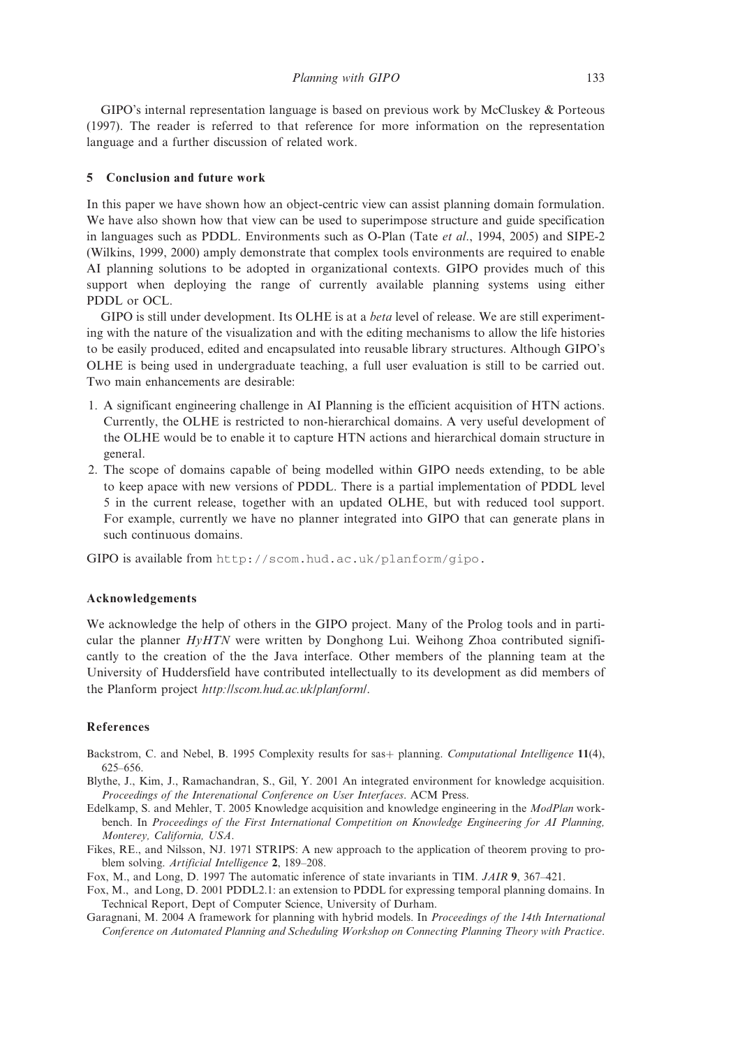GIPO's internal representation language is based on previous work by McCluskey & Porteous (1997). The reader is referred to that reference for more information on the representation language and a further discussion of related work.

## 5 Conclusion and future work

In this paper we have shown how an object-centric view can assist planning domain formulation. We have also shown how that view can be used to superimpose structure and guide specification in languages such as PDDL. Environments such as O-Plan (Tate *et al*., 1994, 2005) and SIPE-2 (Wilkins, 1999, 2000) amply demonstrate that complex tools environments are required to enable AI planning solutions to be adopted in organizational contexts. GIPO provides much of this support when deploying the range of currently available planning systems using either PDDL or OCL.

GIPO is still under development. Its OLHE is at a *beta* level of release. We are still experimenting with the nature of the visualization and with the editing mechanisms to allow the life histories to be easily produced, edited and encapsulated into reusable library structures. Although GIPO's OLHE is being used in undergraduate teaching, a full user evaluation is still to be carried out. Two main enhancements are desirable:

1. A significant engineering challenge in AI Planning is the efficient acquisition of HTN actions. Currently, the OLHE is restricted to non-hierarchical domains. A very useful development of the OLHE would be to enable it to capture HTN actions and hierarchical domain structure in general.
2. The scope of domains capable of being modelled within GIPO needs extending, to be able to keep apace with new versions of PDDL. There is a partial implementation of PDDL level 5 in the current release, together with an updated OLHE, but with reduced tool support. For example, currently we have no planner integrated into GIPO that can generate plans in such continuous domains.

GIPO is available from `http://scom.hud.ac.uk/planform/gipo`.

## Acknowledgements

We acknowledge the help of others in the GIPO project. Many of the Prolog tools and in particular the planner *HyHTN* were written by Donghong Lui. Weihong Zhoa contributed significantly to the creation of the the Java interface. Other members of the planning team at the University of Huddersfield have contributed intellectually to its development as did members of the Planform project *http://scom.hud.ac.uk/planform/*.

## References

Backstrom, C. and Nebel, B. 1995 Complexity results for sas+ planning. *Computational Intelligence* **11**(4), 625–656.

Blythe, J., Kim, J., Ramachandran, S., Gil, Y. 2001 An integrated environment for knowledge acquisition. *Proceedings of the Interenational Conference on User Interfaces*. ACM Press.

Edelkamp, S. and Mehler, T. 2005 Knowledge acquisition and knowledge engineering in the *ModPlan* workbench. In *Proceedings of the First International Competition on Knowledge Engineering for AI Planning, Monterey, California, USA*.

Fikes, RE., and Nilsson, NJ. 1971 STRIPS: A new approach to the application of theorem proving to problem solving. *Artificial Intelligence* **2**, 189–208.

Fox, M., and Long, D. 1997 The automatic inference of state invariants in TIM. *JAIR* **9**, 367–421.

Fox, M., and Long, D. 2001 PDDL2.1: an extension to PDDL for expressing temporal planning domains. In Technical Report, Dept of Computer Science, University of Durham.

Garagnani, M. 2004 A framework for planning with hybrid models. In *Proceedings of the 14th International Conference on Automated Planning and Scheduling Workshop on Connecting Planning Theory with Practice*.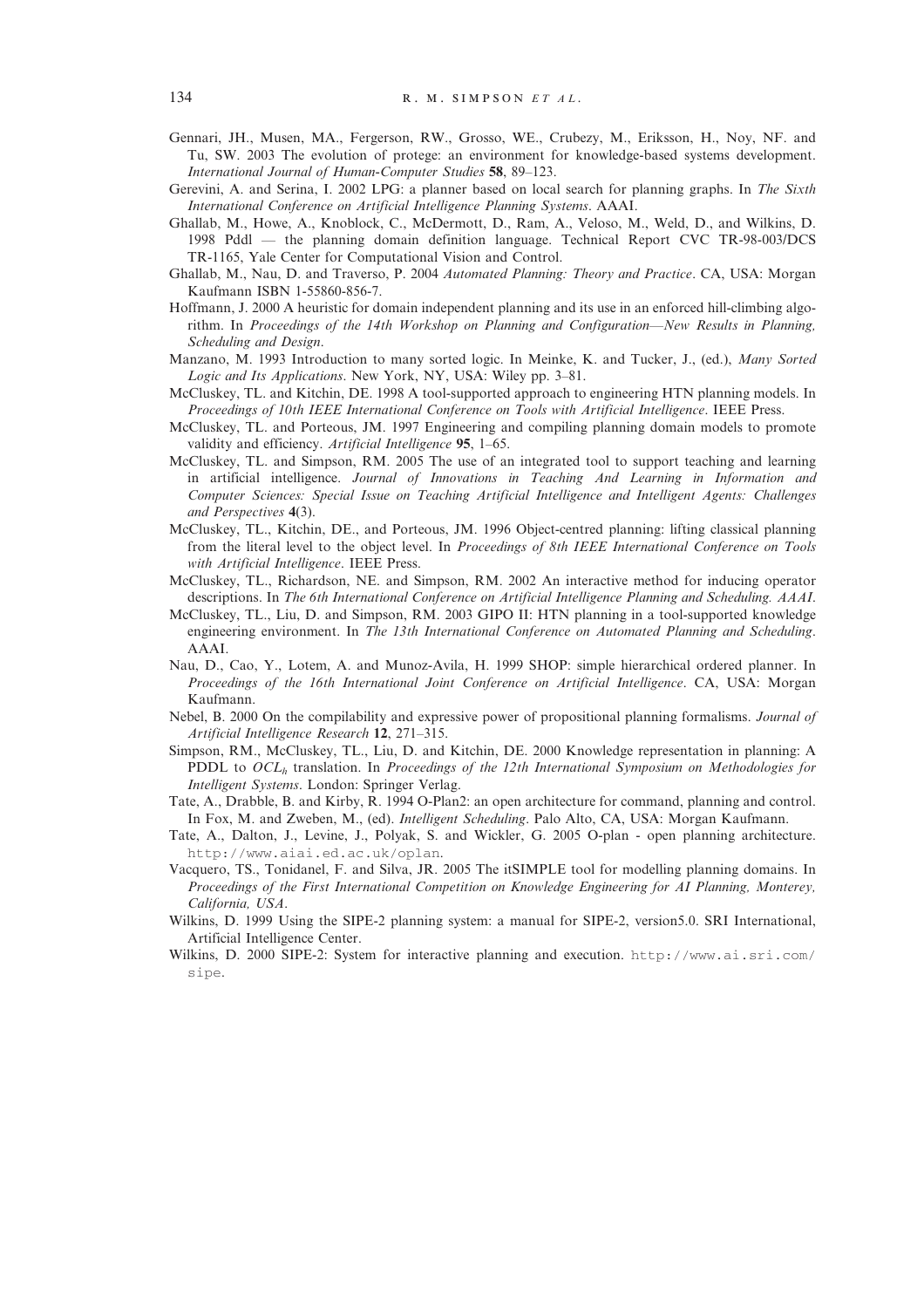Gennari, JH., Musen, MA., Fergerson, RW., Grosso, WE., Crubezy, M., Eriksson, H., Noy, NF. and Tu, SW. 2003 The evolution of protege: an environment for knowledge-based systems development. *International Journal of Human-Computer Studies* **58**, 89–123.

Gerevini, A. and Serina, I. 2002 LPG: a planner based on local search for planning graphs. In *The Sixth International Conference on Artificial Intelligence Planning Systems*. AAAI.

Ghallab, M., Howe, A., Knoblock, C., McDermott, D., Ram, A., Veloso, M., Weld, D., and Wilkins, D. 1998 Pddl — the planning domain definition language. Technical Report CVC TR-98-003/DCS TR-1165, Yale Center for Computational Vision and Control.

Ghallab, M., Nau, D. and Traverso, P. 2004 *Automated Planning: Theory and Practice*. CA, USA: Morgan Kaufmann ISBN 1-55860-856-7.

Hoffmann, J. 2000 A heuristic for domain independent planning and its use in an enforced hill-climbing algorithm. In *Proceedings of the 14th Workshop on Planning and Configuration—New Results in Planning, Scheduling and Design*.

Manzano, M. 1993 Introduction to many sorted logic. In Meinke, K. and Tucker, J., (ed.), *Many Sorted Logic and Its Applications*. New York, NY, USA: Wiley pp. 3–81.

McCluskey, TL. and Kitchin, DE. 1998 A tool-supported approach to engineering HTN planning models. In *Proceedings of 10th IEEE International Conference on Tools with Artificial Intelligence*. IEEE Press.

McCluskey, TL. and Porteous, JM. 1997 Engineering and compiling planning domain models to promote validity and efficiency. *Artificial Intelligence* **95**, 1–65.

McCluskey, TL. and Simpson, RM. 2005 The use of an integrated tool to support teaching and learning in artificial intelligence. *Journal of Innovations in Teaching And Learning in Information and Computer Sciences: Special Issue on Teaching Artificial Intelligence and Intelligent Agents: Challenges and Perspectives* **4**(3).

McCluskey, TL., Kitchin, DE., and Porteous, JM. 1996 Object-centred planning: lifting classical planning from the literal level to the object level. In *Proceedings of 8th IEEE International Conference on Tools with Artificial Intelligence*. IEEE Press.

McCluskey, TL., Richardson, NE. and Simpson, RM. 2002 An interactive method for inducing operator descriptions. In *The 6th International Conference on Artificial Intelligence Planning and Scheduling. AAAI*.

McCluskey, TL., Liu, D. and Simpson, RM. 2003 GIPO II: HTN planning in a tool-supported knowledge engineering environment. In *The 13th International Conference on Automated Planning and Scheduling*. AAAI.

Nau, D., Cao, Y., Lotem, A. and Munoz-Avila, H. 1999 SHOP: simple hierarchical ordered planner. In *Proceedings of the 16th International Joint Conference on Artificial Intelligence*. CA, USA: Morgan Kaufmann.

Nebel, B. 2000 On the compilability and expressive power of propositional planning formalisms. *Journal of Artificial Intelligence Research* **12**, 271–315.

Simpson, RM., McCluskey, TL., Liu, D. and Kitchin, DE. 2000 Knowledge representation in planning: A PDDL to $OCL_h$ translation. In *Proceedings of the 12th International Symposium on Methodologies for Intelligent Systems*. London: Springer Verlag.

Tate, A., Drabble, B. and Kirby, R. 1994 O-Plan2: an open architecture for command, planning and control. In Fox, M. and Zweben, M., (ed). *Intelligent Scheduling*. Palo Alto, CA, USA: Morgan Kaufmann.

Tate, A., Dalton, J., Levine, J., Polyak, S. and Wickler, G. 2005 O-plan - open planning architecture. http://www.aiai.ed.ac.uk/oplan.

Vacquero, TS., Tonidanel, F. and Silva, JR. 2005 The itSIMPLE tool for modelling planning domains. In *Proceedings of the First International Competition on Knowledge Engineering for AI Planning, Monterey, California, USA*.

Wilkins, D. 1999 Using the SIPE-2 planning system: a manual for SIPE-2, version5.0. SRI International, Artificial Intelligence Center.

Wilkins, D. 2000 SIPE-2: System for interactive planning and execution. http://www.ai.sri.com/sipe.